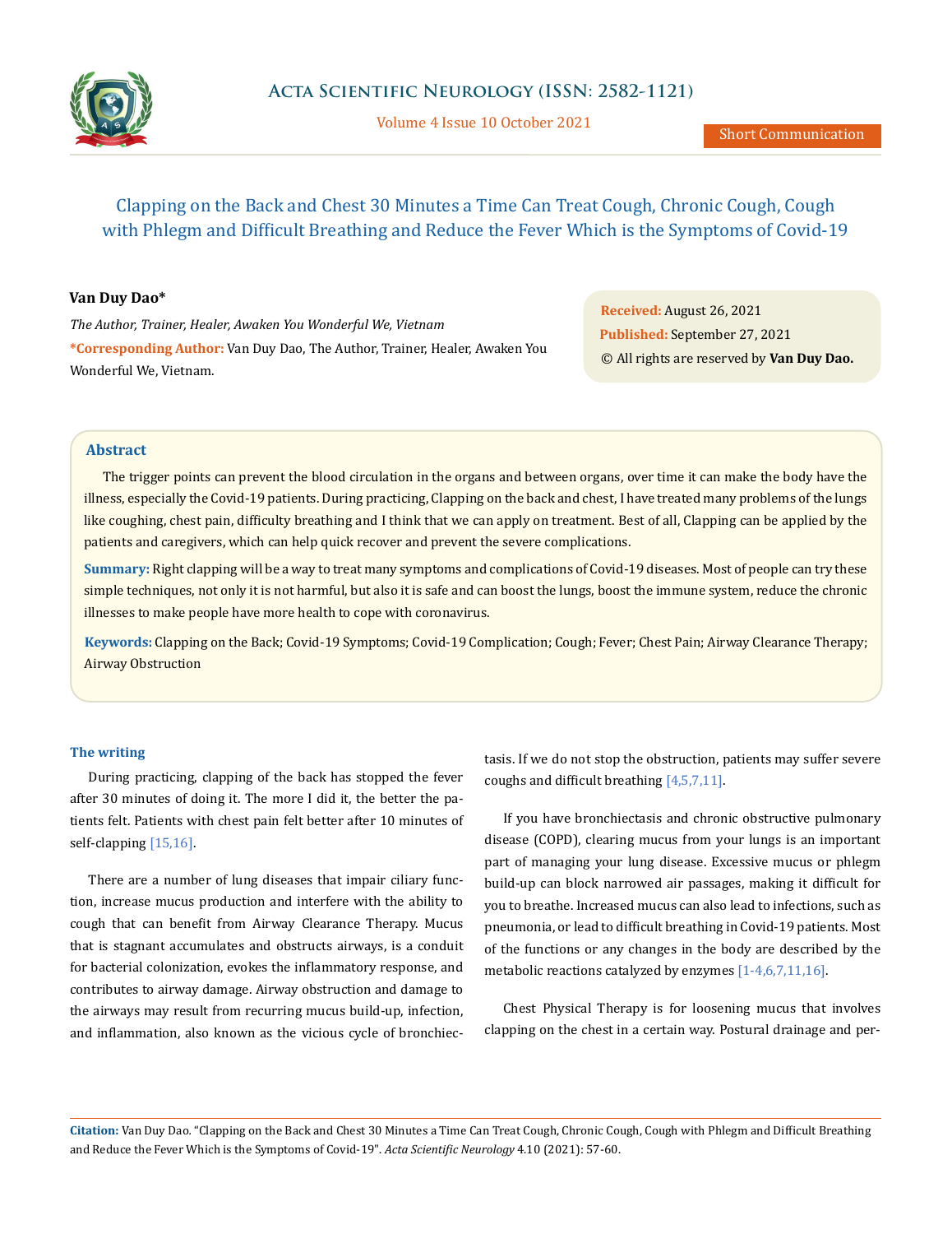# Clapping on the Back and Chest 30 Minutes a Time Can Treat Cough, Chronic Cough, Cough with Phlegm and Difficult Breathing and Reduce the Fever Which is the Symptoms of Covid-19

**Van Duy Dao***

*The Author, Trainer, Healer, Awaken You Wonderful We, Vietnam*

***Corresponding Author:** Van Duy Dao, The Author, Trainer, Healer, Awaken You Wonderful We, Vietnam.

**Received:** August 26, 2021
**Published:** September 27, 2021
© All rights are reserved by **Van Duy Dao.**

## Abstract

The trigger points can prevent the blood circulation in the organs and between organs, over time it can make the body have the illness, especially the Covid-19 patients. During practicing, Clapping on the back and chest, I have treated many problems of the lungs like coughing, chest pain, difficulty breathing and I think that we can apply on treatment. Best of all, Clapping can be applied by the patients and caregivers, which can help quick recover and prevent the severe complications.

**Summary:** Right clapping will be a way to treat many symptoms and complications of Covid-19 diseases. Most of people can try these simple techniques, not only it is not harmful, but also it is safe and can boost the lungs, boost the immune system, reduce the chronic illnesses to make people have more health to cope with coronavirus.

**Keywords:** Clapping on the Back; Covid-19 Symptoms; Covid-19 Complication; Cough; Fever; Chest Pain; Airway Clearance Therapy; Airway Obstruction

## The writing

During practicing, clapping of the back has stopped the fever after 30 minutes of doing it. The more I did it, the better the patients felt. Patients with chest pain felt better after 10 minutes of self-clapping [15,16].

There are a number of lung diseases that impair ciliary function, increase mucus production and interfere with the ability to cough that can benefit from Airway Clearance Therapy. Mucus that is stagnant accumulates and obstructs airways, is a conduit for bacterial colonization, evokes the inflammatory response, and contributes to airway damage. Airway obstruction and damage to the airways may result from recurring mucus build-up, infection, and inflammation, also known as the vicious cycle of bronchiectasis. If we do not stop the obstruction, patients may suffer severe coughs and difficult breathing [4,5,7,11].

If you have bronchiectasis and chronic obstructive pulmonary disease (COPD), clearing mucus from your lungs is an important part of managing your lung disease. Excessive mucus or phlegm build-up can block narrowed air passages, making it difficult for you to breathe. Increased mucus can also lead to infections, such as pneumonia, or lead to difficult breathing in Covid-19 patients. Most of the functions or any changes in the body are described by the metabolic reactions catalyzed by enzymes [1-4,6,7,11,16].

Chest Physical Therapy is for loosening mucus that involves clapping on the chest in a certain way. Postural drainage and per-

**Citation:** Van Duy Dao. "Clapping on the Back and Chest 30 Minutes a Time Can Treat Cough, Chronic Cough, Cough with Phlegm and Difficult Breathing and Reduce the Fever Which is the Symptoms of Covid-19". *Acta Scientific Neurology* 4.10 (2021): 57-60.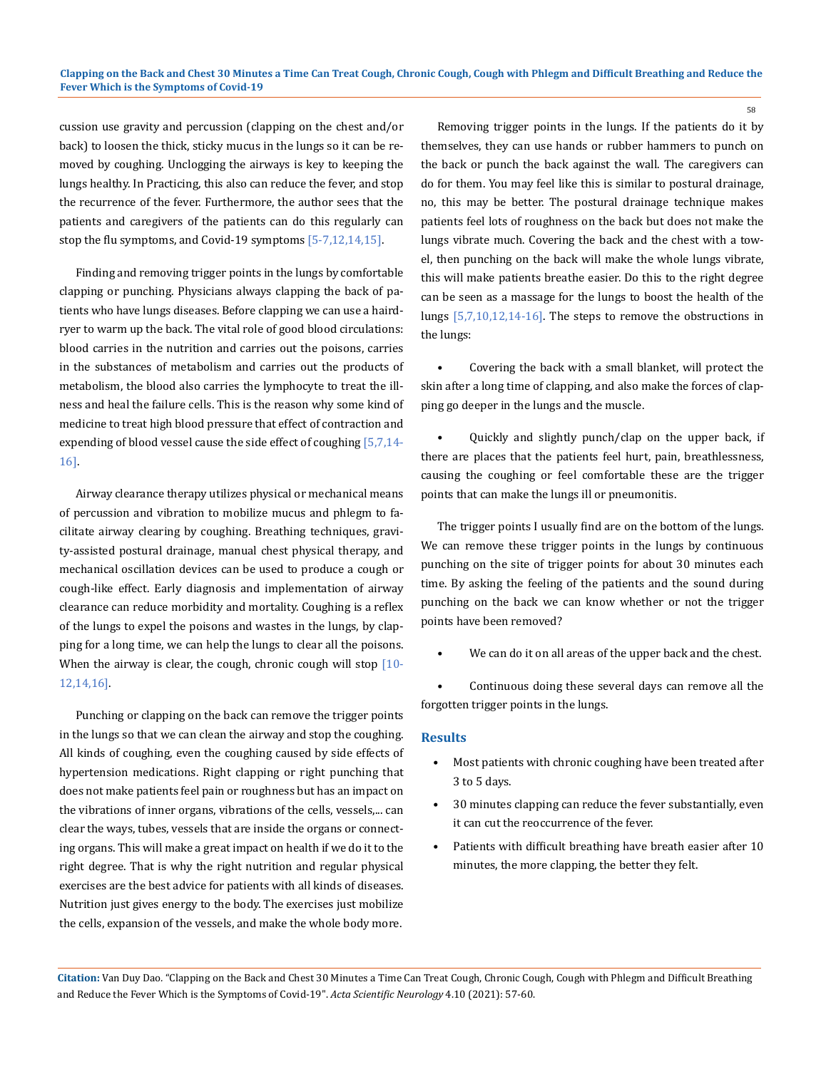cussion use gravity and percussion (clapping on the chest and/or back) to loosen the thick, sticky mucus in the lungs so it can be removed by coughing. Unclogging the airways is key to keeping the lungs healthy. In Practicing, this also can reduce the fever, and stop the recurrence of the fever. Furthermore, the author sees that the patients and caregivers of the patients can do this regularly can stop the flu symptoms, and Covid-19 symptoms [5-7,12,14,15].

Finding and removing trigger points in the lungs by comfortable clapping or punching. Physicians always clapping the back of patients who have lungs diseases. Before clapping we can use a hairdryer to warm up the back. The vital role of good blood circulations: blood carries in the nutrition and carries out the poisons, carries in the substances of metabolism and carries out the products of metabolism, the blood also carries the lymphocyte to treat the illness and heal the failure cells. This is the reason why some kind of medicine to treat high blood pressure that effect of contraction and expending of blood vessel cause the side effect of coughing [5,7,14-16].

Airway clearance therapy utilizes physical or mechanical means of percussion and vibration to mobilize mucus and phlegm to facilitate airway clearing by coughing. Breathing techniques, gravity-assisted postural drainage, manual chest physical therapy, and mechanical oscillation devices can be used to produce a cough or cough-like effect. Early diagnosis and implementation of airway clearance can reduce morbidity and mortality. Coughing is a reflex of the lungs to expel the poisons and wastes in the lungs, by clapping for a long time, we can help the lungs to clear all the poisons. When the airway is clear, the cough, chronic cough will stop [10-12,14,16].

Punching or clapping on the back can remove the trigger points in the lungs so that we can clean the airway and stop the coughing. All kinds of coughing, even the coughing caused by side effects of hypertension medications. Right clapping or right punching that does not make patients feel pain or roughness but has an impact on the vibrations of inner organs, vibrations of the cells, vessels,... can clear the ways, tubes, vessels that are inside the organs or connecting organs. This will make a great impact on health if we do it to the right degree. That is why the right nutrition and regular physical exercises are the best advice for patients with all kinds of diseases. Nutrition just gives energy to the body. The exercises just mobilize the cells, expansion of the vessels, and make the whole body more.

Removing trigger points in the lungs. If the patients do it by themselves, they can use hands or rubber hammers to punch on the back or punch the back against the wall. The caregivers can do for them. You may feel like this is similar to postural drainage, no, this may be better. The postural drainage technique makes patients feel lots of roughness on the back but does not make the lungs vibrate much. Covering the back and the chest with a towel, then punching on the back will make the whole lungs vibrate, this will make patients breathe easier. Do this to the right degree can be seen as a massage for the lungs to boost the health of the lungs [5,7,10,12,14-16]. The steps to remove the obstructions in the lungs:

- Covering the back with a small blanket, will protect the skin after a long time of clapping, and also make the forces of clapping go deeper in the lungs and the muscle.
- Quickly and slightly punch/clap on the upper back, if there are places that the patients feel hurt, pain, breathlessness, causing the coughing or feel comfortable these are the trigger points that can make the lungs ill or pneumonitis.

The trigger points I usually find are on the bottom of the lungs. We can remove these trigger points in the lungs by continuous punching on the site of trigger points for about 30 minutes each time. By asking the feeling of the patients and the sound during punching on the back we can know whether or not the trigger points have been removed?

- We can do it on all areas of the upper back and the chest.
- Continuous doing these several days can remove all the forgotten trigger points in the lungs.

## Results

- Most patients with chronic coughing have been treated after 3 to 5 days.
- 30 minutes clapping can reduce the fever substantially, even it can cut the reoccurrence of the fever.
- Patients with difficult breathing have breath easier after 10 minutes, the more clapping, the better they felt.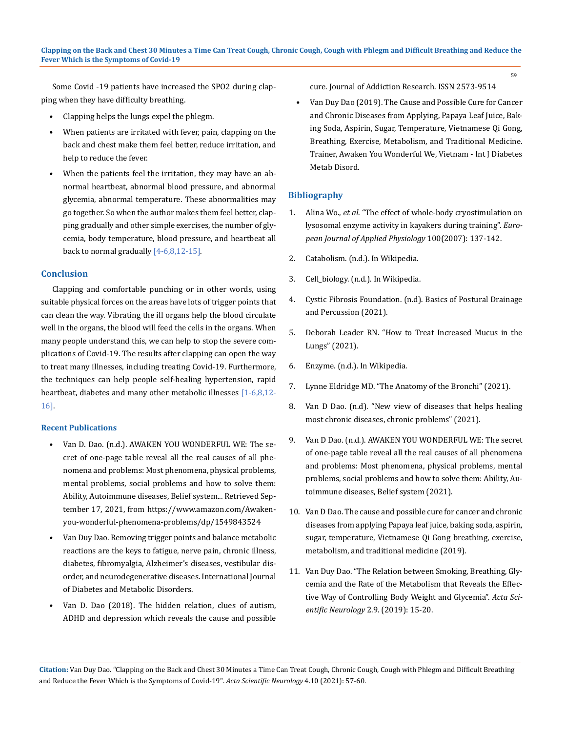Some Covid -19 patients have increased the SPO2 during clapping when they have difficulty breathing.

- Clapping helps the lungs expel the phlegm.
- When patients are irritated with fever, pain, clapping on the back and chest make them feel better, reduce irritation, and help to reduce the fever.
- When the patients feel the irritation, they may have an abnormal heartbeat, abnormal blood pressure, and abnormal glycemia, abnormal temperature. These abnormalities may go together. So when the author makes them feel better, clapping gradually and other simple exercises, the number of glycemia, body temperature, blood pressure, and heartbeat all back to normal gradually [4-6,8,12-15].

## Conclusion

Clapping and comfortable punching or in other words, using suitable physical forces on the areas have lots of trigger points that can clean the way. Vibrating the ill organs help the blood circulate well in the organs, the blood will feed the cells in the organs. When many people understand this, we can help to stop the severe complications of Covid-19. The results after clapping can open the way to treat many illnesses, including treating Covid-19. Furthermore, the techniques can help people self-healing hypertension, rapid heartbeat, diabetes and many other metabolic illnesses [1-6,8,12-16].

### Recent Publications

- Van D. Dao. (n.d.). AWAKEN YOU WONDERFUL WE: The secret of one-page table reveal all the real causes of all phenomena and problems: Most phenomena, physical problems, mental problems, social problems and how to solve them: Ability, Autoimmune diseases, Belief system... Retrieved September 17, 2021, from https://www.amazon.com/Awaken-you-wonderful-phenomena-problems/dp/1549843524
- Van Duy Dao. Removing trigger points and balance metabolic reactions are the keys to fatigue, nerve pain, chronic illness, diabetes, fibromyalgia, Alzheimer's diseases, vestibular disorder, and neurodegenerative diseases. International Journal of Diabetes and Metabolic Disorders.
- Van D. Dao (2018). The hidden relation, clues of autism, ADHD and depression which reveals the cause and possible cure. Journal of Addiction Research. ISSN 2573-9514
- Van Duy Dao (2019). The Cause and Possible Cure for Cancer and Chronic Diseases from Applying, Papaya Leaf Juice, Baking Soda, Aspirin, Sugar, Temperature, Vietnamese Qi Gong, Breathing, Exercise, Metabolism, and Traditional Medicine. Trainer, Awaken You Wonderful We, Vietnam - Int J Diabetes Metab Disord.

## Bibliography

1. Alina Wo., *et al*. "The effect of whole-body cryostimulation on lysosomal enzyme activity in kayakers during training". *European Journal of Applied Physiology* 100(2007): 137-142.
2. Catabolism. (n.d.). In Wikipedia.
3. Cell_biology. (n.d.). In Wikipedia.
4. Cystic Fibrosis Foundation. (n.d). Basics of Postural Drainage and Percussion (2021).
5. Deborah Leader RN. "How to Treat Increased Mucus in the Lungs" (2021).
6. Enzyme. (n.d.). In Wikipedia.
7. Lynne Eldridge MD. "The Anatomy of the Bronchi" (2021).
8. Van D Dao. (n.d). "New view of diseases that helps healing most chronic diseases, chronic problems" (2021).
9. Van D Dao. (n.d.). AWAKEN YOU WONDERFUL WE: The secret of one-page table reveal all the real causes of all phenomena and problems: Most phenomena, physical problems, mental problems, social problems and how to solve them: Ability, Autoimmune diseases, Belief system (2021).
10. Van D Dao. The cause and possible cure for cancer and chronic diseases from applying Papaya leaf juice, baking soda, aspirin, sugar, temperature, Vietnamese Qi Gong breathing, exercise, metabolism, and traditional medicine (2019).
11. Van Duy Dao. "The Relation between Smoking, Breathing, Glycemia and the Rate of the Metabolism that Reveals the Effective Way of Controlling Body Weight and Glycemia". *Acta Scientific Neurology* 2.9. (2019): 15-20.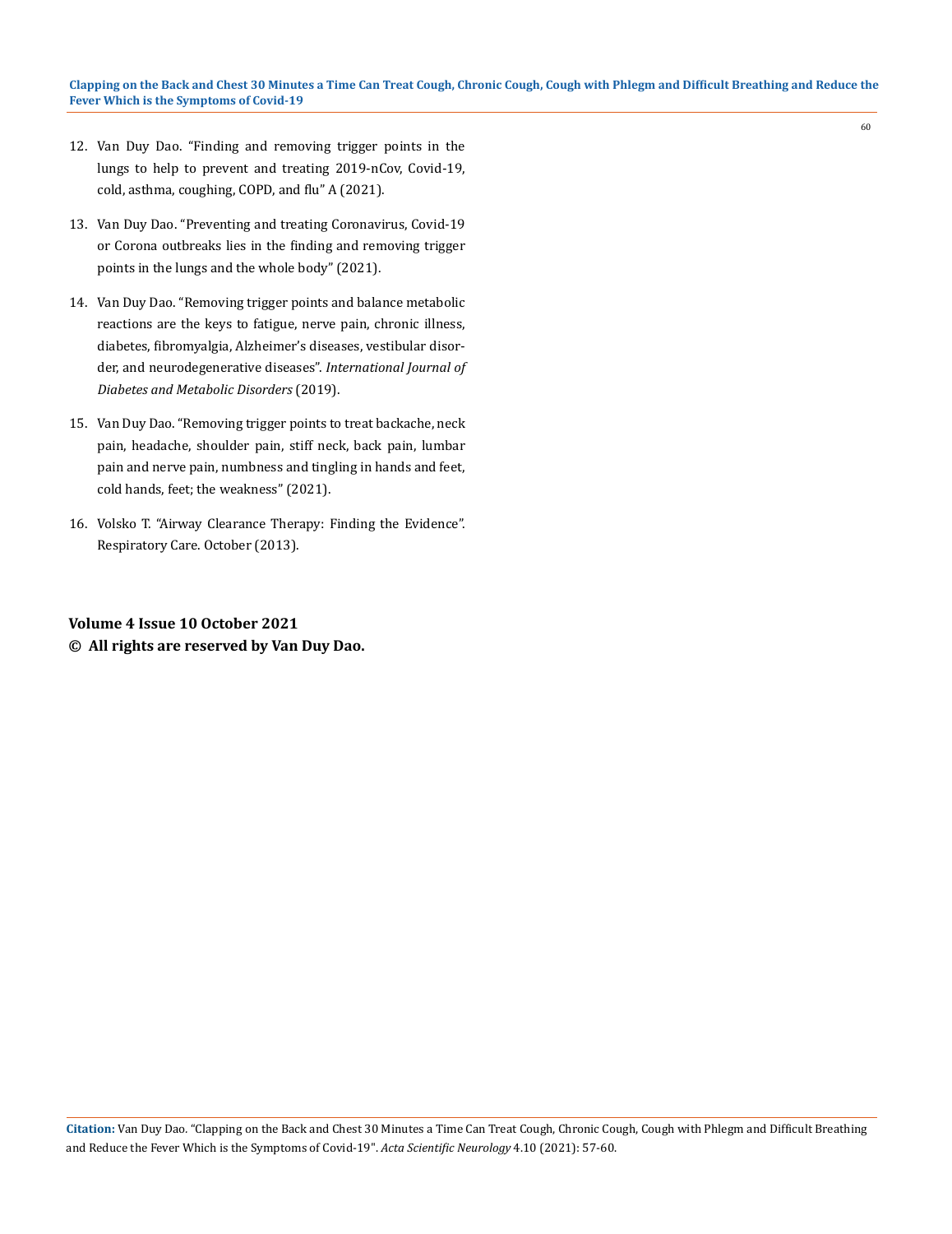12. Van Duy Dao. "Finding and removing trigger points in the lungs to help to prevent and treating 2019-nCov, Covid-19, cold, asthma, coughing, COPD, and flu" A (2021).

13. Van Duy Dao. "Preventing and treating Coronavirus, Covid-19 or Corona outbreaks lies in the finding and removing trigger points in the lungs and the whole body" (2021).

14. Van Duy Dao. "Removing trigger points and balance metabolic reactions are the keys to fatigue, nerve pain, chronic illness, diabetes, fibromyalgia, Alzheimer's diseases, vestibular disorder, and neurodegenerative diseases". *International Journal of Diabetes and Metabolic Disorders* (2019).

15. Van Duy Dao. "Removing trigger points to treat backache, neck pain, headache, shoulder pain, stiff neck, back pain, lumbar pain and nerve pain, numbness and tingling in hands and feet, cold hands, feet; the weakness" (2021).

16. Volsko T. "Airway Clearance Therapy: Finding the Evidence". Respiratory Care. October (2013).

**Volume 4 Issue 10 October 2021**
**© All rights are reserved by Van Duy Dao.**